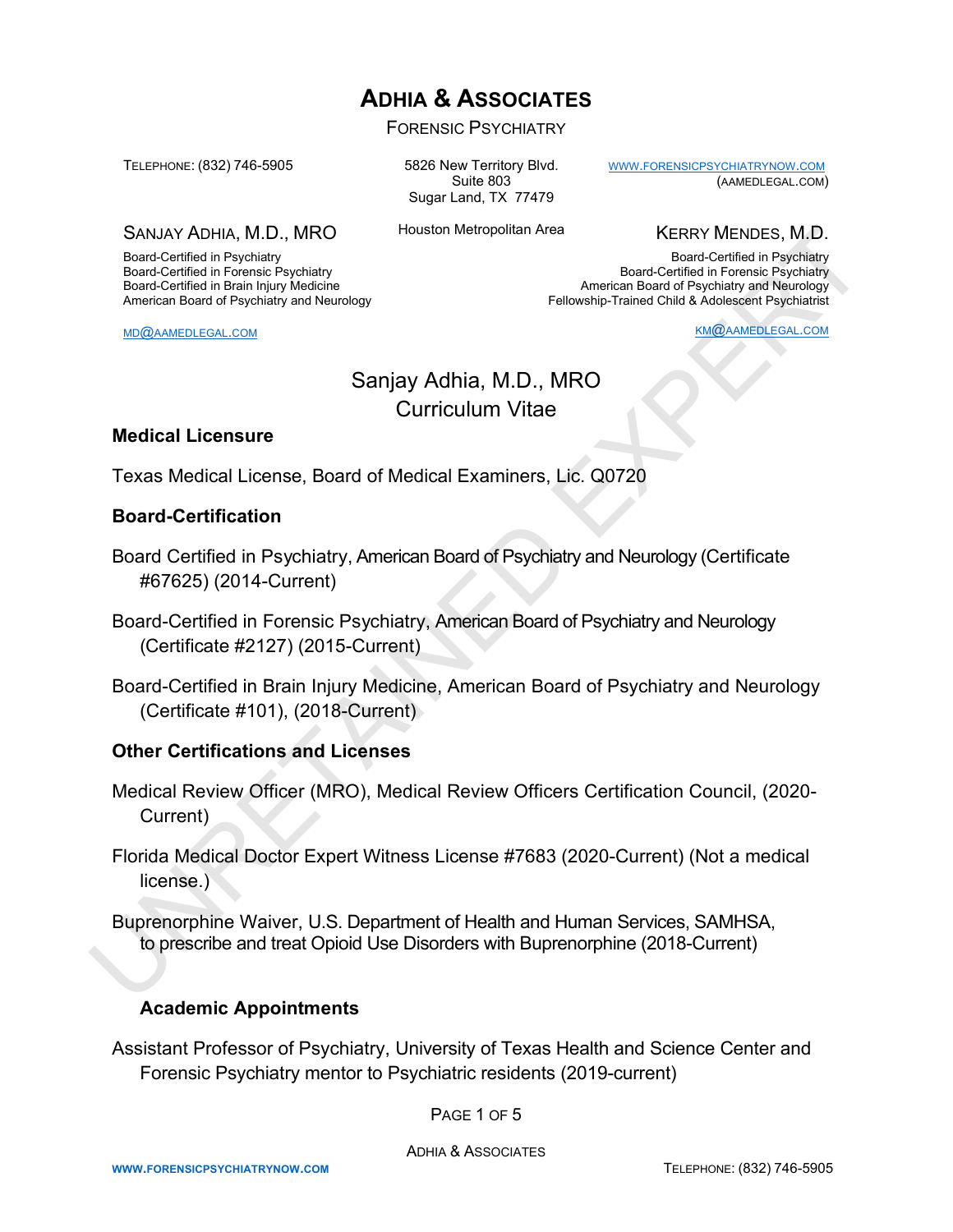# ADHIA & ASSOCIATES

FORENSIC PSYCHIATRY

TELEPHONE: (832) 746-5905

5826 New Territory Blvd.
Suite 803
Sugar Land, TX 77479

Houston Metropolitan Area

WWW.FORENSICPSYCHIATRYNOW.COM
(AAMEDLEGAL.COM)

**SANJAY ADHIA, M.D., MRO**

Board-Certified in Psychiatry
Board-Certified in Forensic Psychiatry
Board-Certified in Brain Injury Medicine
American Board of Psychiatry and Neurology

MD@AAMEDLEGAL.COM

**KERRY MENDES, M.D.**

Board-Certified in Psychiatry
Board-Certified in Forensic Psychiatry
American Board of Psychiatry and Neurology
Fellowship-Trained Child & Adolescent Psychiatrist

KM@AAMEDLEGAL.COM

UNRETAINED EXPERT

## Sanjay Adhia, M.D., MRO
## Curriculum Vitae

### Medical Licensure

Texas Medical License, Board of Medical Examiners, Lic. Q0720

### Board-Certification

Board Certified in Psychiatry, American Board of Psychiatry and Neurology (Certificate #67625) (2014-Current)

Board-Certified in Forensic Psychiatry, American Board of Psychiatry and Neurology (Certificate #2127) (2015-Current)

Board-Certified in Brain Injury Medicine, American Board of Psychiatry and Neurology (Certificate #101), (2018-Current)

### Other Certifications and Licenses

Medical Review Officer (MRO), Medical Review Officers Certification Council, (2020-Current)

Florida Medical Doctor Expert Witness License #7683 (2020-Current) (Not a medical license.)

Buprenorphine Waiver, U.S. Department of Health and Human Services, SAMHSA, to prescribe and treat Opioid Use Disorders with Buprenorphine (2018-Current)

### Academic Appointments

Assistant Professor of Psychiatry, University of Texas Health and Science Center and Forensic Psychiatry mentor to Psychiatric residents (2019-current)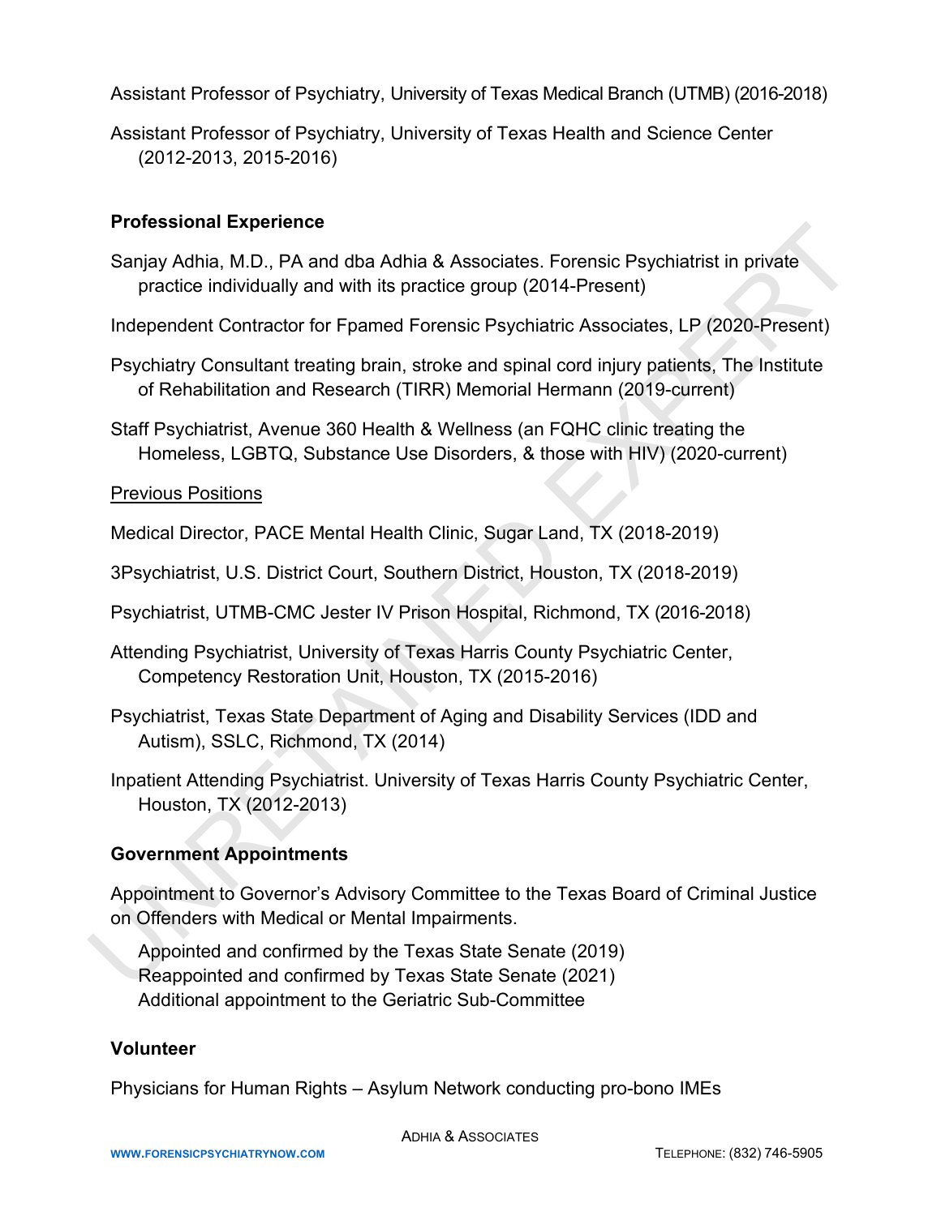Assistant Professor of Psychiatry, University of Texas Medical Branch (UTMB) (2016-2018)

Assistant Professor of Psychiatry, University of Texas Health and Science Center (2012-2013, 2015-2016)

**Professional Experience**

Sanjay Adhia, M.D., PA and dba Adhia & Associates. Forensic Psychiatrist in private practice individually and with its practice group (2014-Present)

Independent Contractor for Fpamed Forensic Psychiatric Associates, LP (2020-Present)

Psychiatry Consultant treating brain, stroke and spinal cord injury patients, The Institute of Rehabilitation and Research (TIRR) Memorial Hermann (2019-current)

Staff Psychiatrist, Avenue 360 Health & Wellness (an FQHC clinic treating the Homeless, LGBTQ, Substance Use Disorders, & those with HIV) (2020-current)

<u>Previous Positions</u>

Medical Director, PACE Mental Health Clinic, Sugar Land, TX (2018-2019)

3Psychiatrist, U.S. District Court, Southern District, Houston, TX (2018-2019)

Psychiatrist, UTMB-CMC Jester IV Prison Hospital, Richmond, TX (2016-2018)

Attending Psychiatrist, University of Texas Harris County Psychiatric Center, Competency Restoration Unit, Houston, TX (2015-2016)

Psychiatrist, Texas State Department of Aging and Disability Services (IDD and Autism), SSLC, Richmond, TX (2014)

Inpatient Attending Psychiatrist. University of Texas Harris County Psychiatric Center, Houston, TX (2012-2013)

**Government Appointments**

Appointment to Governor's Advisory Committee to the Texas Board of Criminal Justice on Offenders with Medical or Mental Impairments.

Appointed and confirmed by the Texas State Senate (2019)
Reappointed and confirmed by Texas State Senate (2021)
Additional appointment to the Geriatric Sub-Committee

**Volunteer**

Physicians for Human Rights – Asylum Network conducting pro-bono IMEs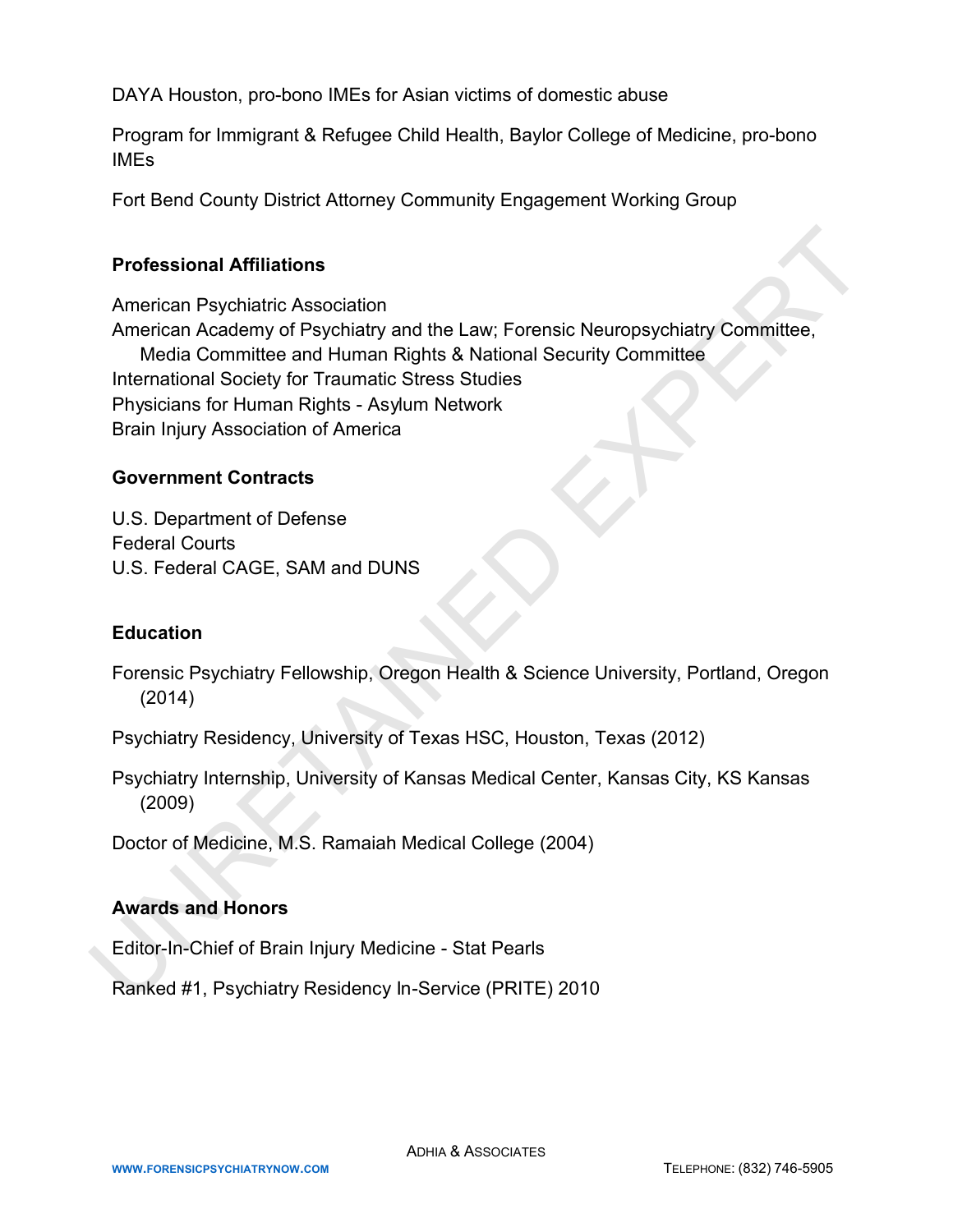DAYA Houston, pro-bono IMEs for Asian victims of domestic abuse

Program for Immigrant & Refugee Child Health, Baylor College of Medicine, pro-bono IMEs

Fort Bend County District Attorney Community Engagement Working Group

## Professional Affiliations

American Psychiatric Association
American Academy of Psychiatry and the Law; Forensic Neuropsychiatry Committee, Media Committee and Human Rights & National Security Committee
International Society for Traumatic Stress Studies
Physicians for Human Rights - Asylum Network
Brain Injury Association of America

## Government Contracts

U.S. Department of Defense
Federal Courts
U.S. Federal CAGE, SAM and DUNS

## Education

Forensic Psychiatry Fellowship, Oregon Health & Science University, Portland, Oregon (2014)

Psychiatry Residency, University of Texas HSC, Houston, Texas (2012)

Psychiatry Internship, University of Kansas Medical Center, Kansas City, KS Kansas (2009)

Doctor of Medicine, M.S. Ramaiah Medical College (2004)

## Awards and Honors

Editor-In-Chief of Brain Injury Medicine - Stat Pearls

Ranked #1, Psychiatry Residency In-Service (PRITE) 2010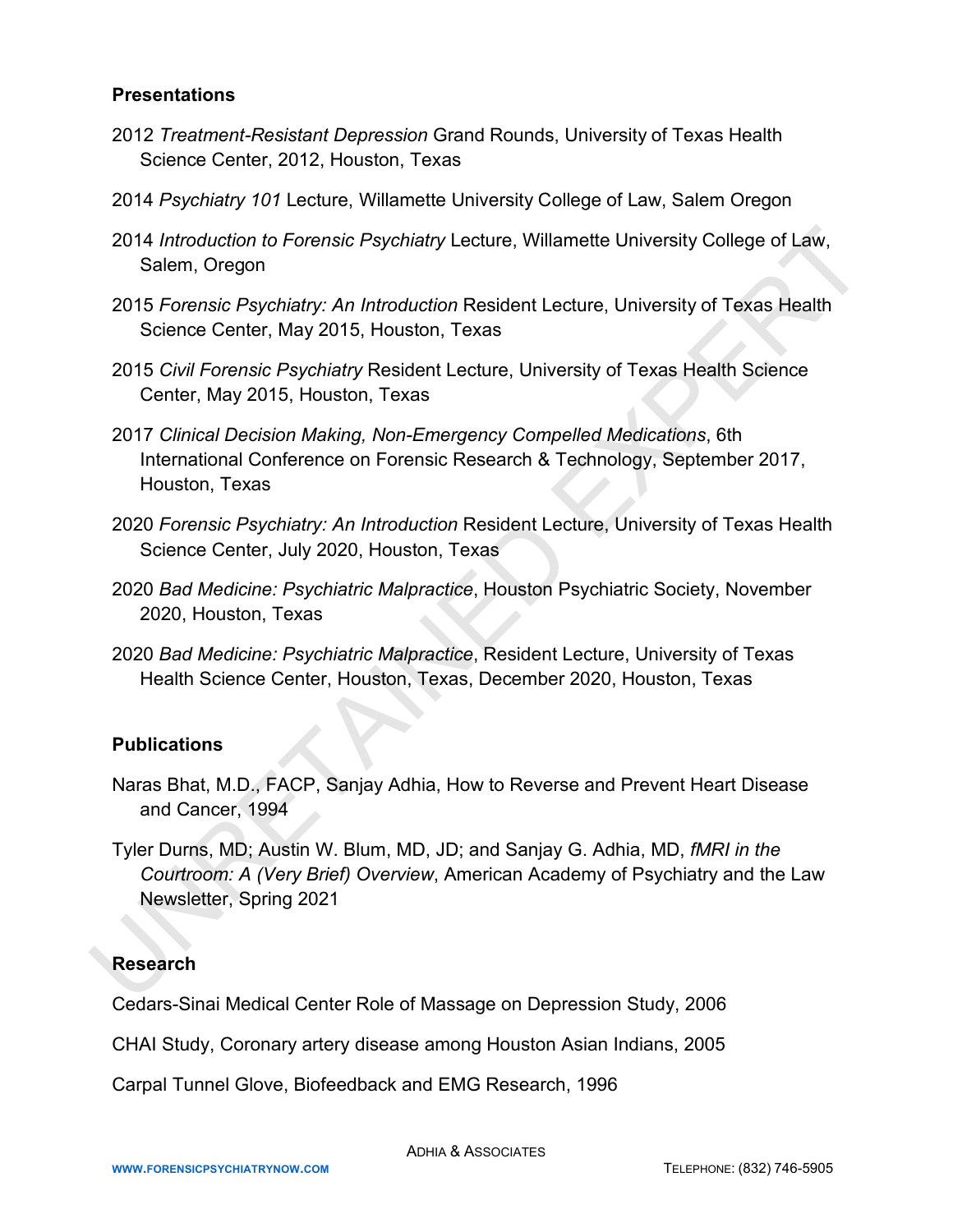**Presentations**

2012 *Treatment-Resistant Depression* Grand Rounds, University of Texas Health Science Center, 2012, Houston, Texas

2014 *Psychiatry 101* Lecture, Willamette University College of Law, Salem Oregon

2014 *Introduction to Forensic Psychiatry* Lecture, Willamette University College of Law, Salem, Oregon

2015 *Forensic Psychiatry: An Introduction* Resident Lecture, University of Texas Health Science Center, May 2015, Houston, Texas

2015 *Civil Forensic Psychiatry* Resident Lecture, University of Texas Health Science Center, May 2015, Houston, Texas

2017 *Clinical Decision Making, Non-Emergency Compelled Medications*, 6th International Conference on Forensic Research & Technology, September 2017, Houston, Texas

2020 *Forensic Psychiatry: An Introduction* Resident Lecture, University of Texas Health Science Center, July 2020, Houston, Texas

2020 *Bad Medicine: Psychiatric Malpractice*, Houston Psychiatric Society, November 2020, Houston, Texas

2020 *Bad Medicine: Psychiatric Malpractice*, Resident Lecture, University of Texas Health Science Center, Houston, Texas, December 2020, Houston, Texas

**Publications**

Naras Bhat, M.D., FACP, Sanjay Adhia, How to Reverse and Prevent Heart Disease and Cancer, 1994

Tyler Durns, MD; Austin W. Blum, MD, JD; and Sanjay G. Adhia, MD, *fMRI in the Courtroom: A (Very Brief) Overview*, American Academy of Psychiatry and the Law Newsletter, Spring 2021

**Research**

Cedars-Sinai Medical Center Role of Massage on Depression Study, 2006

CHAI Study, Coronary artery disease among Houston Asian Indians, 2005

Carpal Tunnel Glove, Biofeedback and EMG Research, 1996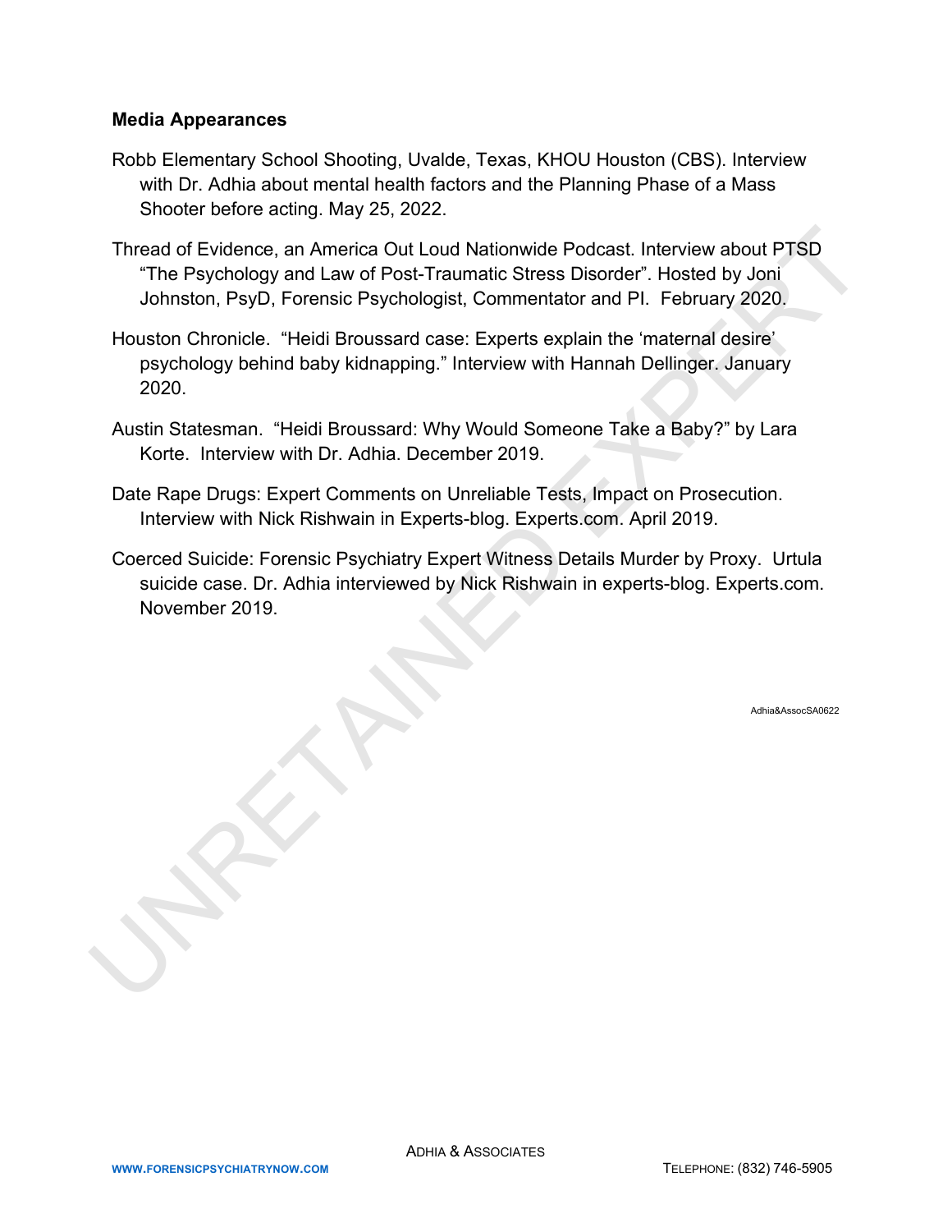**Media Appearances**

Robb Elementary School Shooting, Uvalde, Texas, KHOU Houston (CBS). Interview with Dr. Adhia about mental health factors and the Planning Phase of a Mass Shooter before acting. May 25, 2022.

Thread of Evidence, an America Out Loud Nationwide Podcast. Interview about PTSD "The Psychology and Law of Post-Traumatic Stress Disorder". Hosted by Joni Johnston, PsyD, Forensic Psychologist, Commentator and PI. February 2020.

Houston Chronicle. "Heidi Broussard case: Experts explain the 'maternal desire' psychology behind baby kidnapping." Interview with Hannah Dellinger. January 2020.

Austin Statesman. "Heidi Broussard: Why Would Someone Take a Baby?" by Lara Korte. Interview with Dr. Adhia. December 2019.

Date Rape Drugs: Expert Comments on Unreliable Tests, Impact on Prosecution. Interview with Nick Rishwain in Experts-blog. Experts.com. April 2019.

Coerced Suicide: Forensic Psychiatry Expert Witness Details Murder by Proxy. Urtula suicide case. Dr. Adhia interviewed by Nick Rishwain in experts-blog. Experts.com. November 2019.

Adhia&AssocSA0622